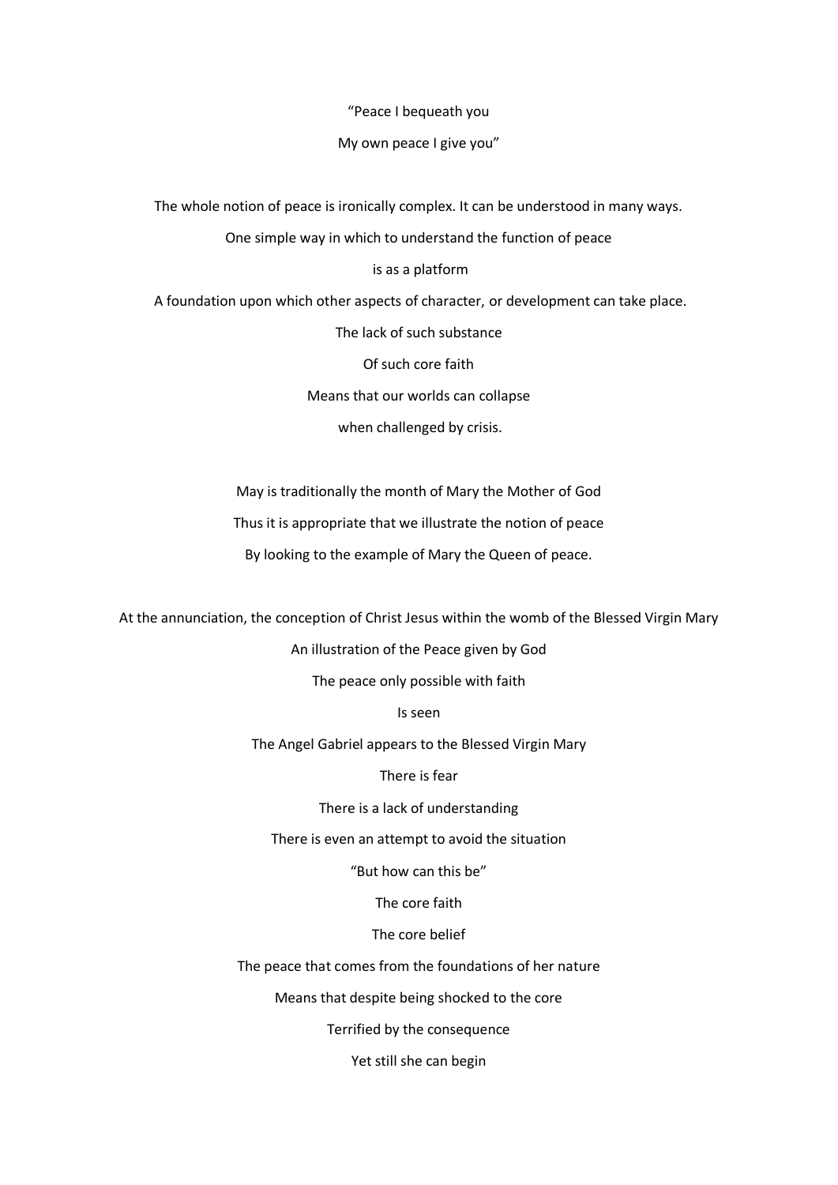"Peace I bequeath you

My own peace I give you"

The whole notion of peace is ironically complex. It can be understood in many ways.

One simple way in which to understand the function of peace

is as a platform

A foundation upon which other aspects of character, or development can take place.

The lack of such substance

Of such core faith

Means that our worlds can collapse

when challenged by crisis.

May is traditionally the month of Mary the Mother of God

Thus it is appropriate that we illustrate the notion of peace

By looking to the example of Mary the Queen of peace.

At the annunciation, the conception of Christ Jesus within the womb of the Blessed Virgin Mary

An illustration of the Peace given by God

The peace only possible with faith

Is seen

The Angel Gabriel appears to the Blessed Virgin Mary

There is fear

There is a lack of understanding

There is even an attempt to avoid the situation

"But how can this be"

The core faith

The core belief

The peace that comes from the foundations of her nature

Means that despite being shocked to the core

Terrified by the consequence

Yet still she can begin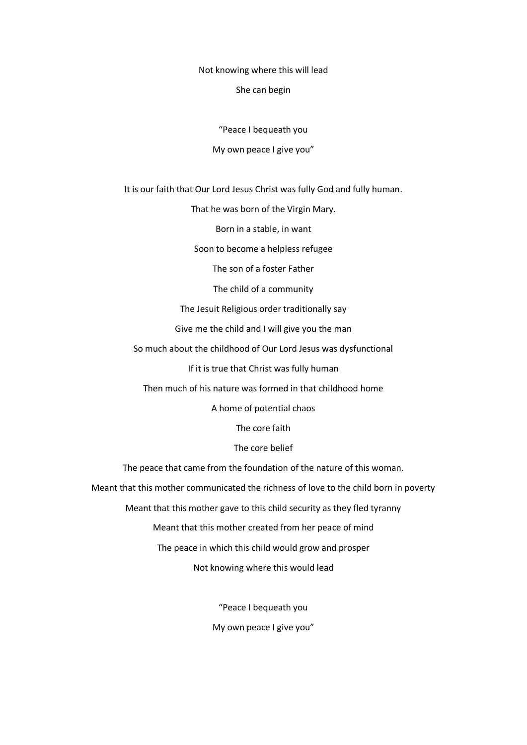Not knowing where this will lead

She can begin

"Peace I bequeath you

My own peace I give you"

It is our faith that Our Lord Jesus Christ was fully God and fully human.

That he was born of the Virgin Mary.

Born in a stable, in want

Soon to become a helpless refugee

The son of a foster Father

The child of a community

The Jesuit Religious order traditionally say

Give me the child and I will give you the man

So much about the childhood of Our Lord Jesus was dysfunctional

If it is true that Christ was fully human

Then much of his nature was formed in that childhood home

A home of potential chaos

The core faith

The core belief

The peace that came from the foundation of the nature of this woman.

Meant that this mother communicated the richness of love to the child born in poverty

Meant that this mother gave to this child security as they fled tyranny

Meant that this mother created from her peace of mind

The peace in which this child would grow and prosper

Not knowing where this would lead

"Peace I bequeath you

My own peace I give you"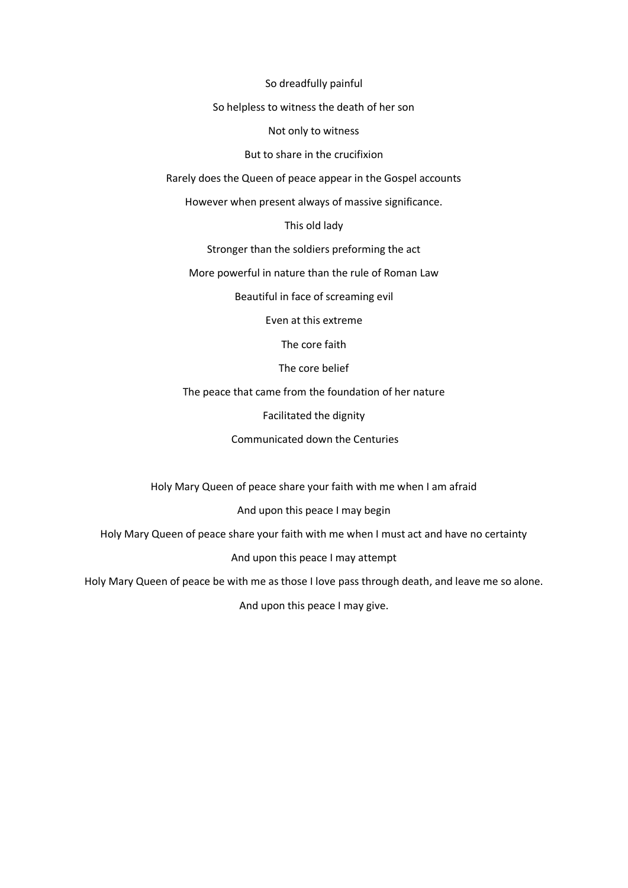So dreadfully painful

So helpless to witness the death of her son

Not only to witness

But to share in the crucifixion

Rarely does the Queen of peace appear in the Gospel accounts

However when present always of massive significance.

This old lady

Stronger than the soldiers preforming the act

More powerful in nature than the rule of Roman Law

Beautiful in face of screaming evil

Even at this extreme

The core faith

The core belief

The peace that came from the foundation of her nature

Facilitated the dignity

Communicated down the Centuries

Holy Mary Queen of peace share your faith with me when I am afraid

And upon this peace I may begin

Holy Mary Queen of peace share your faith with me when I must act and have no certainty

And upon this peace I may attempt

Holy Mary Queen of peace be with me as those I love pass through death, and leave me so alone.

And upon this peace I may give.